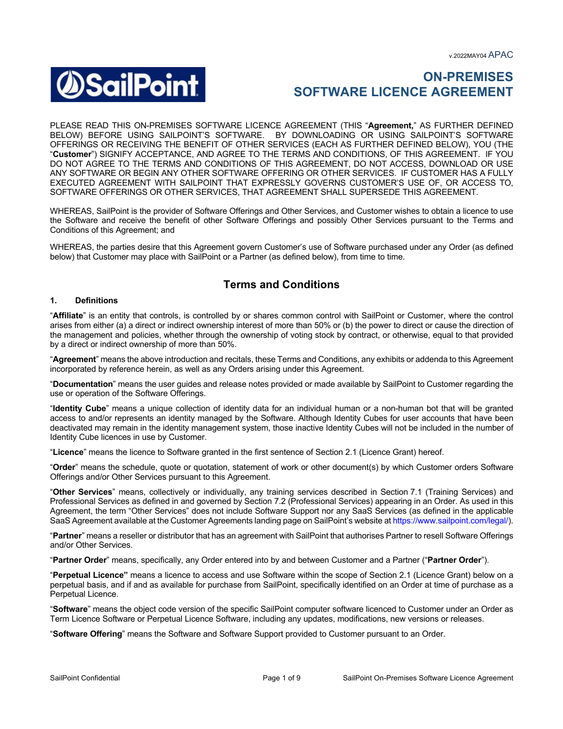v.2022MAY04 APAC

SailPoint

# ON-PREMISES SOFTWARE LICENCE AGREEMENT

PLEASE READ THIS ON-PREMISES SOFTWARE LICENCE AGREEMENT (THIS "**Agreement,**" AS FURTHER DEFINED BELOW) BEFORE USING SAILPOINT'S SOFTWARE. BY DOWNLOADING OR USING SAILPOINT'S SOFTWARE OFFERINGS OR RECEIVING THE BENEFIT OF OTHER SERVICES (EACH AS FURTHER DEFINED BELOW), YOU (THE "**Customer**") SIGNIFY ACCEPTANCE, AND AGREE TO THE TERMS AND CONDITIONS, OF THIS AGREEMENT. IF YOU DO NOT AGREE TO THE TERMS AND CONDITIONS OF THIS AGREEMENT, DO NOT ACCESS, DOWNLOAD OR USE ANY SOFTWARE OR BEGIN ANY OTHER SOFTWARE OFFERING OR OTHER SERVICES. IF CUSTOMER HAS A FULLY EXECUTED AGREEMENT WITH SAILPOINT THAT EXPRESSLY GOVERNS CUSTOMER'S USE OF, OR ACCESS TO, SOFTWARE OFFERINGS OR OTHER SERVICES, THAT AGREEMENT SHALL SUPERSEDE THIS AGREEMENT.

WHEREAS, SailPoint is the provider of Software Offerings and Other Services, and Customer wishes to obtain a licence to use the Software and receive the benefit of other Software Offerings and possibly Other Services pursuant to the Terms and Conditions of this Agreement; and

WHEREAS, the parties desire that this Agreement govern Customer's use of Software purchased under any Order (as defined below) that Customer may place with SailPoint or a Partner (as defined below), from time to time.

## Terms and Conditions

### 1. Definitions

"**Affiliate**" is an entity that controls, is controlled by or shares common control with SailPoint or Customer, where the control arises from either (a) a direct or indirect ownership interest of more than 50% or (b) the power to direct or cause the direction of the management and policies, whether through the ownership of voting stock by contract, or otherwise, equal to that provided by a direct or indirect ownership of more than 50%.

"**Agreement**" means the above introduction and recitals, these Terms and Conditions, any exhibits or addenda to this Agreement incorporated by reference herein, as well as any Orders arising under this Agreement.

"**Documentation**" means the user guides and release notes provided or made available by SailPoint to Customer regarding the use or operation of the Software Offerings.

"**Identity Cube**" means a unique collection of identity data for an individual human or a non-human bot that will be granted access to and/or represents an identity managed by the Software. Although Identity Cubes for user accounts that have been deactivated may remain in the identity management system, those inactive Identity Cubes will not be included in the number of Identity Cube licences in use by Customer.

"**Licence**" means the licence to Software granted in the first sentence of Section 2.1 (Licence Grant) hereof.

"**Order**" means the schedule, quote or quotation, statement of work or other document(s) by which Customer orders Software Offerings and/or Other Services pursuant to this Agreement.

"**Other Services**" means, collectively or individually, any training services described in Section 7.1 (Training Services) and Professional Services as defined in and governed by Section 7.2 (Professional Services) appearing in an Order. As used in this Agreement, the term "Other Services" does not include Software Support nor any SaaS Services (as defined in the applicable SaaS Agreement available at the Customer Agreements landing page on SailPoint's website at https://www.sailpoint.com/legal/).

"**Partner**" means a reseller or distributor that has an agreement with SailPoint that authorises Partner to resell Software Offerings and/or Other Services.

"**Partner Order**" means, specifically, any Order entered into by and between Customer and a Partner ("**Partner Order**").

"**Perpetual Licence**" means a licence to access and use Software within the scope of Section 2.1 (Licence Grant) below on a perpetual basis, and if and as available for purchase from SailPoint, specifically identified on an Order at time of purchase as a Perpetual Licence.

"**Software**" means the object code version of the specific SailPoint computer software licenced to Customer under an Order as Term Licence Software or Perpetual Licence Software, including any updates, modifications, new versions or releases.

"**Software Offering**" means the Software and Software Support provided to Customer pursuant to an Order.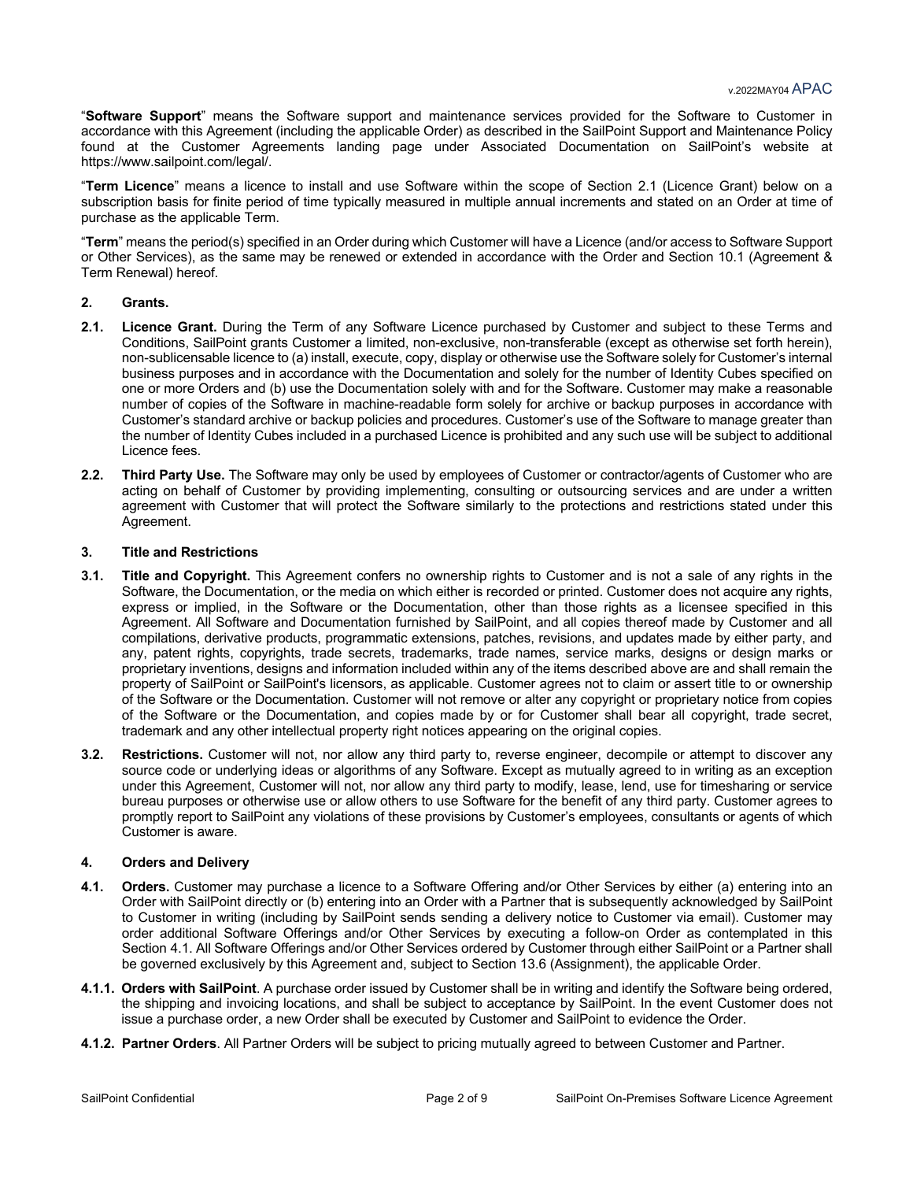"**Software Support**" means the Software support and maintenance services provided for the Software to Customer in accordance with this Agreement (including the applicable Order) as described in the SailPoint Support and Maintenance Policy found at the Customer Agreements landing page under Associated Documentation on SailPoint's website at https://www.sailpoint.com/legal/.

"**Term Licence**" means a licence to install and use Software within the scope of Section 2.1 (Licence Grant) below on a subscription basis for finite period of time typically measured in multiple annual increments and stated on an Order at time of purchase as the applicable Term.

"**Term**" means the period(s) specified in an Order during which Customer will have a Licence (and/or access to Software Support or Other Services), as the same may be renewed or extended in accordance with the Order and Section 10.1 (Agreement & Term Renewal) hereof.

## 2. Grants.

**2.1. Licence Grant.** During the Term of any Software Licence purchased by Customer and subject to these Terms and Conditions, SailPoint grants Customer a limited, non-exclusive, non-transferable (except as otherwise set forth herein), non-sublicensable licence to (a) install, execute, copy, display or otherwise use the Software solely for Customer's internal business purposes and in accordance with the Documentation and solely for the number of Identity Cubes specified on one or more Orders and (b) use the Documentation solely with and for the Software. Customer may make a reasonable number of copies of the Software in machine-readable form solely for archive or backup purposes in accordance with Customer's standard archive or backup policies and procedures. Customer's use of the Software to manage greater than the number of Identity Cubes included in a purchased Licence is prohibited and any such use will be subject to additional Licence fees.

**2.2. Third Party Use.** The Software may only be used by employees of Customer or contractor/agents of Customer who are acting on behalf of Customer by providing implementing, consulting or outsourcing services and are under a written agreement with Customer that will protect the Software similarly to the protections and restrictions stated under this Agreement.

## 3. Title and Restrictions

**3.1. Title and Copyright.** This Agreement confers no ownership rights to Customer and is not a sale of any rights in the Software, the Documentation, or the media on which either is recorded or printed. Customer does not acquire any rights, express or implied, in the Software or the Documentation, other than those rights as a licensee specified in this Agreement. All Software and Documentation furnished by SailPoint, and all copies thereof made by Customer and all compilations, derivative products, programmatic extensions, patches, revisions, and updates made by either party, and any, patent rights, copyrights, trade secrets, trademarks, trade names, service marks, designs or design marks or proprietary inventions, designs and information included within any of the items described above are and shall remain the property of SailPoint or SailPoint's licensors, as applicable. Customer agrees not to claim or assert title to or ownership of the Software or the Documentation. Customer will not remove or alter any copyright or proprietary notice from copies of the Software or the Documentation, and copies made by or for Customer shall bear all copyright, trade secret, trademark and any other intellectual property right notices appearing on the original copies.

**3.2. Restrictions.** Customer will not, nor allow any third party to, reverse engineer, decompile or attempt to discover any source code or underlying ideas or algorithms of any Software. Except as mutually agreed to in writing as an exception under this Agreement, Customer will not, nor allow any third party to modify, lease, lend, use for timesharing or service bureau purposes or otherwise use or allow others to use Software for the benefit of any third party. Customer agrees to promptly report to SailPoint any violations of these provisions by Customer's employees, consultants or agents of which Customer is aware.

## 4. Orders and Delivery

**4.1. Orders.** Customer may purchase a licence to a Software Offering and/or Other Services by either (a) entering into an Order with SailPoint directly or (b) entering into an Order with a Partner that is subsequently acknowledged by SailPoint to Customer in writing (including by SailPoint sends sending a delivery notice to Customer via email). Customer may order additional Software Offerings and/or Other Services by executing a follow-on Order as contemplated in this Section 4.1. All Software Offerings and/or Other Services ordered by Customer through either SailPoint or a Partner shall be governed exclusively by this Agreement and, subject to Section 13.6 (Assignment), the applicable Order.

**4.1.1. Orders with SailPoint**. A purchase order issued by Customer shall be in writing and identify the Software being ordered, the shipping and invoicing locations, and shall be subject to acceptance by SailPoint. In the event Customer does not issue a purchase order, a new Order shall be executed by Customer and SailPoint to evidence the Order.

**4.1.2. Partner Orders**. All Partner Orders will be subject to pricing mutually agreed to between Customer and Partner.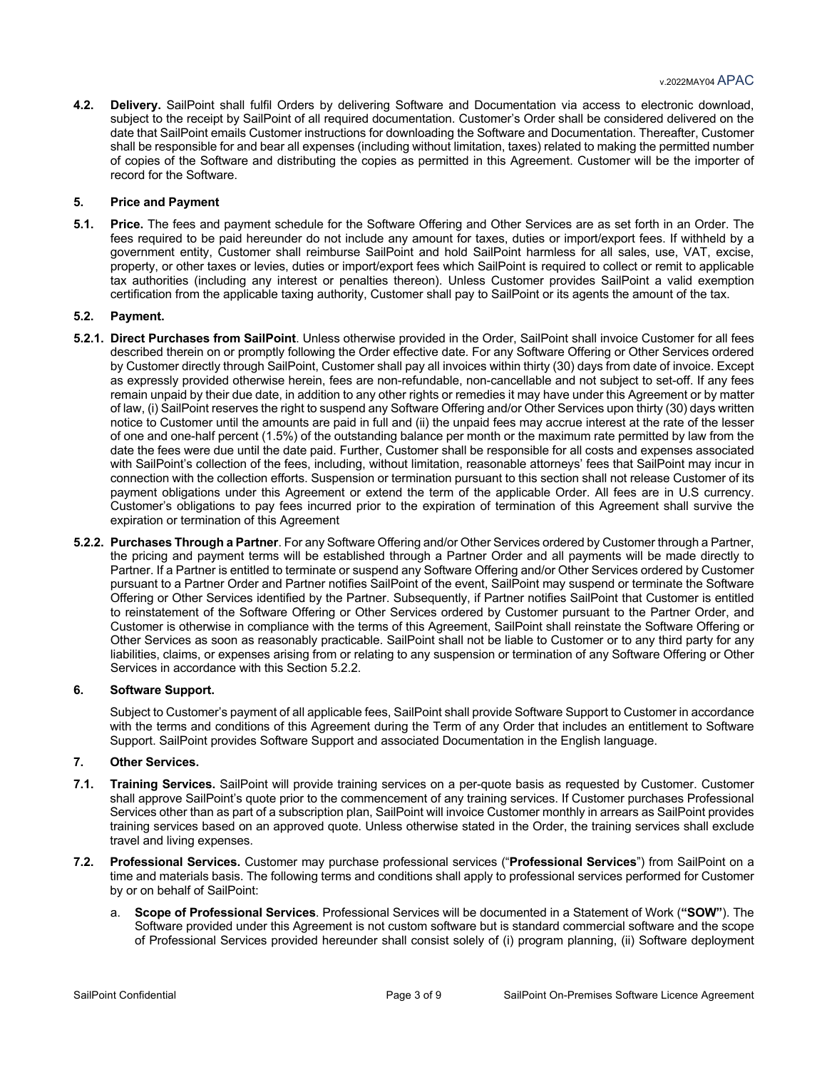**4.2. Delivery.** SailPoint shall fulfil Orders by delivering Software and Documentation via access to electronic download, subject to the receipt by SailPoint of all required documentation. Customer's Order shall be considered delivered on the date that SailPoint emails Customer instructions for downloading the Software and Documentation. Thereafter, Customer shall be responsible for and bear all expenses (including without limitation, taxes) related to making the permitted number of copies of the Software and distributing the copies as permitted in this Agreement. Customer will be the importer of record for the Software.

**5. Price and Payment**

**5.1. Price.** The fees and payment schedule for the Software Offering and Other Services are as set forth in an Order. The fees required to be paid hereunder do not include any amount for taxes, duties or import/export fees. If withheld by a government entity, Customer shall reimburse SailPoint and hold SailPoint harmless for all sales, use, VAT, excise, property, or other taxes or levies, duties or import/export fees which SailPoint is required to collect or remit to applicable tax authorities (including any interest or penalties thereon). Unless Customer provides SailPoint a valid exemption certification from the applicable taxing authority, Customer shall pay to SailPoint or its agents the amount of the tax.

**5.2. Payment.**

**5.2.1. Direct Purchases from SailPoint**. Unless otherwise provided in the Order, SailPoint shall invoice Customer for all fees described therein on or promptly following the Order effective date. For any Software Offering or Other Services ordered by Customer directly through SailPoint, Customer shall pay all invoices within thirty (30) days from date of invoice. Except as expressly provided otherwise herein, fees are non-refundable, non-cancellable and not subject to set-off. If any fees remain unpaid by their due date, in addition to any other rights or remedies it may have under this Agreement or by matter of law, (i) SailPoint reserves the right to suspend any Software Offering and/or Other Services upon thirty (30) days written notice to Customer until the amounts are paid in full and (ii) the unpaid fees may accrue interest at the rate of the lesser of one and one-half percent (1.5%) of the outstanding balance per month or the maximum rate permitted by law from the date the fees were due until the date paid. Further, Customer shall be responsible for all costs and expenses associated with SailPoint's collection of the fees, including, without limitation, reasonable attorneys' fees that SailPoint may incur in connection with the collection efforts. Suspension or termination pursuant to this section shall not release Customer of its payment obligations under this Agreement or extend the term of the applicable Order. All fees are in U.S currency. Customer's obligations to pay fees incurred prior to the expiration of termination of this Agreement shall survive the expiration or termination of this Agreement

**5.2.2. Purchases Through a Partner**. For any Software Offering and/or Other Services ordered by Customer through a Partner, the pricing and payment terms will be established through a Partner Order and all payments will be made directly to Partner. If a Partner is entitled to terminate or suspend any Software Offering and/or Other Services ordered by Customer pursuant to a Partner Order and Partner notifies SailPoint of the event, SailPoint may suspend or terminate the Software Offering or Other Services identified by the Partner. Subsequently, if Partner notifies SailPoint that Customer is entitled to reinstatement of the Software Offering or Other Services ordered by Customer pursuant to the Partner Order, and Customer is otherwise in compliance with the terms of this Agreement, SailPoint shall reinstate the Software Offering or Other Services as soon as reasonably practicable. SailPoint shall not be liable to Customer or to any third party for any liabilities, claims, or expenses arising from or relating to any suspension or termination of any Software Offering or Other Services in accordance with this Section 5.2.2.

**6. Software Support.**

Subject to Customer's payment of all applicable fees, SailPoint shall provide Software Support to Customer in accordance with the terms and conditions of this Agreement during the Term of any Order that includes an entitlement to Software Support. SailPoint provides Software Support and associated Documentation in the English language.

**7. Other Services.**

**7.1. Training Services.** SailPoint will provide training services on a per-quote basis as requested by Customer. Customer shall approve SailPoint's quote prior to the commencement of any training services. If Customer purchases Professional Services other than as part of a subscription plan, SailPoint will invoice Customer monthly in arrears as SailPoint provides training services based on an approved quote. Unless otherwise stated in the Order, the training services shall exclude travel and living expenses.

**7.2. Professional Services.** Customer may purchase professional services ("**Professional Services**") from SailPoint on a time and materials basis. The following terms and conditions shall apply to professional services performed for Customer by or on behalf of SailPoint:

a. **Scope of Professional Services**. Professional Services will be documented in a Statement of Work (**"SOW"**). The Software provided under this Agreement is not custom software but is standard commercial software and the scope of Professional Services provided hereunder shall consist solely of (i) program planning, (ii) Software deployment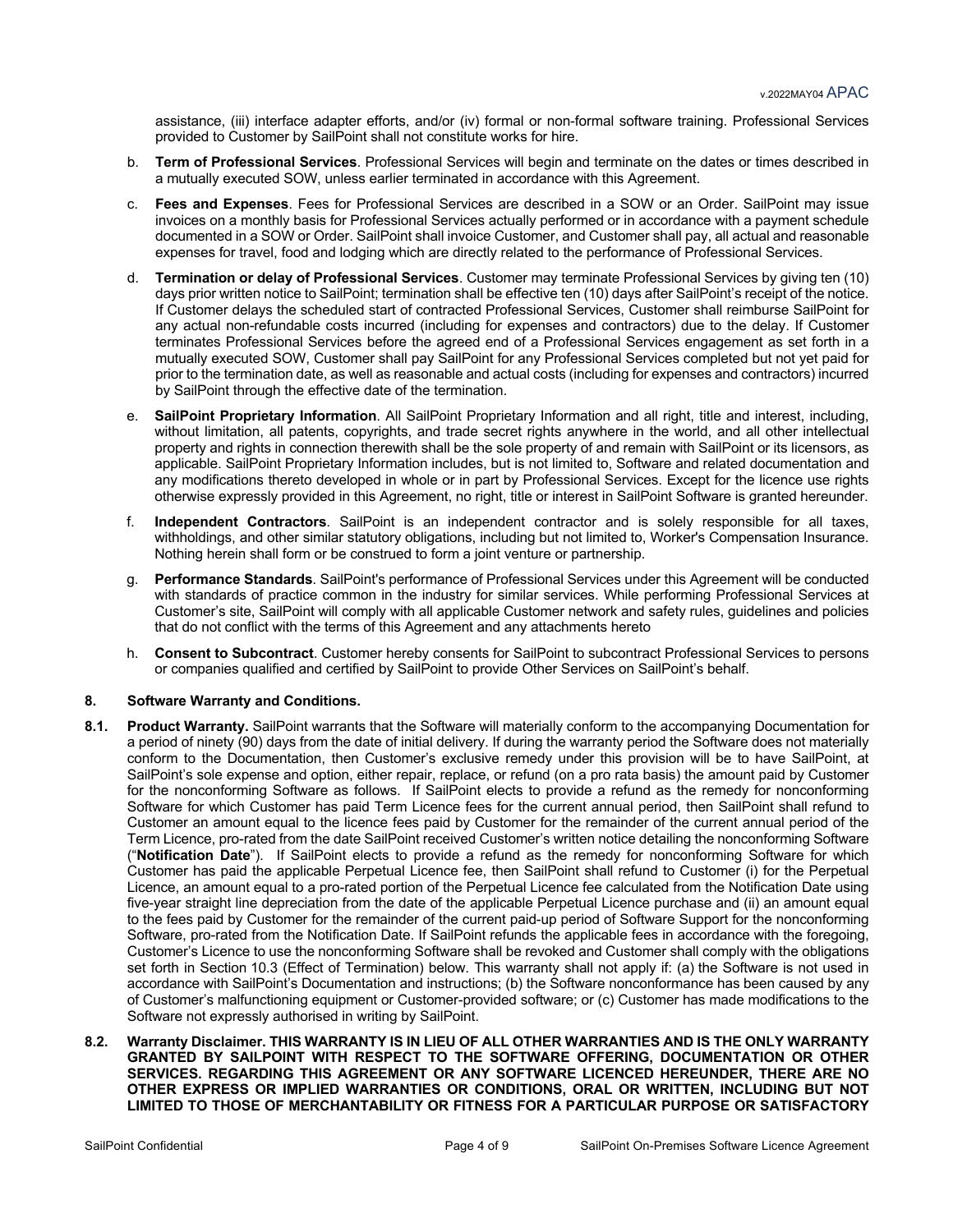assistance, (iii) interface adapter efforts, and/or (iv) formal or non-formal software training. Professional Services provided to Customer by SailPoint shall not constitute works for hire.

b. **Term of Professional Services**. Professional Services will begin and terminate on the dates or times described in a mutually executed SOW, unless earlier terminated in accordance with this Agreement.

c. **Fees and Expenses**. Fees for Professional Services are described in a SOW or an Order. SailPoint may issue invoices on a monthly basis for Professional Services actually performed or in accordance with a payment schedule documented in a SOW or Order. SailPoint shall invoice Customer, and Customer shall pay, all actual and reasonable expenses for travel, food and lodging which are directly related to the performance of Professional Services.

d. **Termination or delay of Professional Services**. Customer may terminate Professional Services by giving ten (10) days prior written notice to SailPoint; termination shall be effective ten (10) days after SailPoint's receipt of the notice. If Customer delays the scheduled start of contracted Professional Services, Customer shall reimburse SailPoint for any actual non-refundable costs incurred (including for expenses and contractors) due to the delay. If Customer terminates Professional Services before the agreed end of a Professional Services engagement as set forth in a mutually executed SOW, Customer shall pay SailPoint for any Professional Services completed but not yet paid for prior to the termination date, as well as reasonable and actual costs (including for expenses and contractors) incurred by SailPoint through the effective date of the termination.

e. **SailPoint Proprietary Information**. All SailPoint Proprietary Information and all right, title and interest, including, without limitation, all patents, copyrights, and trade secret rights anywhere in the world, and all other intellectual property and rights in connection therewith shall be the sole property of and remain with SailPoint or its licensors, as applicable. SailPoint Proprietary Information includes, but is not limited to, Software and related documentation and any modifications thereto developed in whole or in part by Professional Services. Except for the licence use rights otherwise expressly provided in this Agreement, no right, title or interest in SailPoint Software is granted hereunder.

f. **Independent Contractors**. SailPoint is an independent contractor and is solely responsible for all taxes, withholdings, and other similar statutory obligations, including but not limited to, Worker's Compensation Insurance. Nothing herein shall form or be construed to form a joint venture or partnership.

g. **Performance Standards**. SailPoint's performance of Professional Services under this Agreement will be conducted with standards of practice common in the industry for similar services. While performing Professional Services at Customer's site, SailPoint will comply with all applicable Customer network and safety rules, guidelines and policies that do not conflict with the terms of this Agreement and any attachments hereto

h. **Consent to Subcontract**. Customer hereby consents for SailPoint to subcontract Professional Services to persons or companies qualified and certified by SailPoint to provide Other Services on SailPoint's behalf.

## 8. Software Warranty and Conditions.

**8.1. Product Warranty.** SailPoint warrants that the Software will materially conform to the accompanying Documentation for a period of ninety (90) days from the date of initial delivery. If during the warranty period the Software does not materially conform to the Documentation, then Customer's exclusive remedy under this provision will be to have SailPoint, at SailPoint's sole expense and option, either repair, replace, or refund (on a pro rata basis) the amount paid by Customer for the nonconforming Software as follows. If SailPoint elects to provide a refund as the remedy for nonconforming Software for which Customer has paid Term Licence fees for the current annual period, then SailPoint shall refund to Customer an amount equal to the licence fees paid by Customer for the remainder of the current annual period of the Term Licence, pro-rated from the date SailPoint received Customer's written notice detailing the nonconforming Software ("**Notification Date**"). If SailPoint elects to provide a refund as the remedy for nonconforming Software for which Customer has paid the applicable Perpetual Licence fee, then SailPoint shall refund to Customer (i) for the Perpetual Licence, an amount equal to a pro-rated portion of the Perpetual Licence fee calculated from the Notification Date using five-year straight line depreciation from the date of the applicable Perpetual Licence purchase and (ii) an amount equal to the fees paid by Customer for the remainder of the current paid-up period of Software Support for the nonconforming Software, pro-rated from the Notification Date. If SailPoint refunds the applicable fees in accordance with the foregoing, Customer's Licence to use the nonconforming Software shall be revoked and Customer shall comply with the obligations set forth in Section 10.3 (Effect of Termination) below. This warranty shall not apply if: (a) the Software is not used in accordance with SailPoint's Documentation and instructions; (b) the Software nonconformance has been caused by any of Customer's malfunctioning equipment or Customer-provided software; or (c) Customer has made modifications to the Software not expressly authorised in writing by SailPoint.

**8.2. Warranty Disclaimer. THIS WARRANTY IS IN LIEU OF ALL OTHER WARRANTIES AND IS THE ONLY WARRANTY GRANTED BY SAILPOINT WITH RESPECT TO THE SOFTWARE OFFERING, DOCUMENTATION OR OTHER SERVICES. REGARDING THIS AGREEMENT OR ANY SOFTWARE LICENCED HEREUNDER, THERE ARE NO OTHER EXPRESS OR IMPLIED WARRANTIES OR CONDITIONS, ORAL OR WRITTEN, INCLUDING BUT NOT LIMITED TO THOSE OF MERCHANTABILITY OR FITNESS FOR A PARTICULAR PURPOSE OR SATISFACTORY**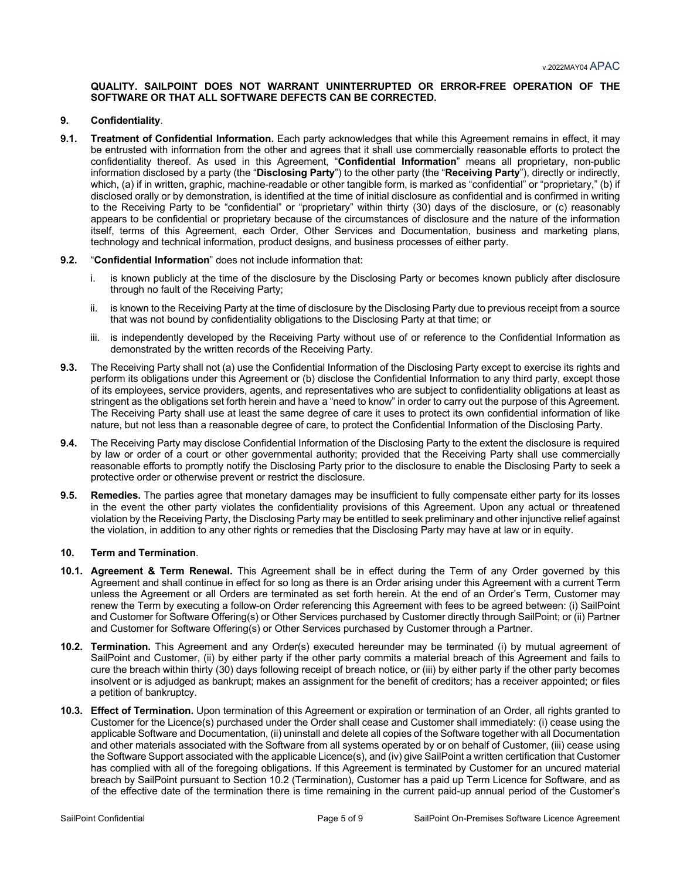**QUALITY. SAILPOINT DOES NOT WARRANT UNINTERRUPTED OR ERROR-FREE OPERATION OF THE SOFTWARE OR THAT ALL SOFTWARE DEFECTS CAN BE CORRECTED.**

**9. Confidentiality**.

**9.1. Treatment of Confidential Information.** Each party acknowledges that while this Agreement remains in effect, it may be entrusted with information from the other and agrees that it shall use commercially reasonable efforts to protect the confidentiality thereof. As used in this Agreement, "**Confidential Information**" means all proprietary, non-public information disclosed by a party (the "**Disclosing Party**") to the other party (the "**Receiving Party**"), directly or indirectly, which, (a) if in written, graphic, machine-readable or other tangible form, is marked as "confidential" or "proprietary," (b) if disclosed orally or by demonstration, is identified at the time of initial disclosure as confidential and is confirmed in writing to the Receiving Party to be "confidential" or "proprietary" within thirty (30) days of the disclosure, or (c) reasonably appears to be confidential or proprietary because of the circumstances of disclosure and the nature of the information itself, terms of this Agreement, each Order, Other Services and Documentation, business and marketing plans, technology and technical information, product designs, and business processes of either party.

**9.2.** "**Confidential Information**" does not include information that:

i. is known publicly at the time of the disclosure by the Disclosing Party or becomes known publicly after disclosure through no fault of the Receiving Party;

ii. is known to the Receiving Party at the time of disclosure by the Disclosing Party due to previous receipt from a source that was not bound by confidentiality obligations to the Disclosing Party at that time; or

iii. is independently developed by the Receiving Party without use of or reference to the Confidential Information as demonstrated by the written records of the Receiving Party.

**9.3.** The Receiving Party shall not (a) use the Confidential Information of the Disclosing Party except to exercise its rights and perform its obligations under this Agreement or (b) disclose the Confidential Information to any third party, except those of its employees, service providers, agents, and representatives who are subject to confidentiality obligations at least as stringent as the obligations set forth herein and have a "need to know" in order to carry out the purpose of this Agreement. The Receiving Party shall use at least the same degree of care it uses to protect its own confidential information of like nature, but not less than a reasonable degree of care, to protect the Confidential Information of the Disclosing Party.

**9.4.** The Receiving Party may disclose Confidential Information of the Disclosing Party to the extent the disclosure is required by law or order of a court or other governmental authority; provided that the Receiving Party shall use commercially reasonable efforts to promptly notify the Disclosing Party prior to the disclosure to enable the Disclosing Party to seek a protective order or otherwise prevent or restrict the disclosure.

**9.5. Remedies.** The parties agree that monetary damages may be insufficient to fully compensate either party for its losses in the event the other party violates the confidentiality provisions of this Agreement. Upon any actual or threatened violation by the Receiving Party, the Disclosing Party may be entitled to seek preliminary and other injunctive relief against the violation, in addition to any other rights or remedies that the Disclosing Party may have at law or in equity.

**10. Term and Termination**.

**10.1. Agreement & Term Renewal.** This Agreement shall be in effect during the Term of any Order governed by this Agreement and shall continue in effect for so long as there is an Order arising under this Agreement with a current Term unless the Agreement or all Orders are terminated as set forth herein. At the end of an Order's Term, Customer may renew the Term by executing a follow-on Order referencing this Agreement with fees to be agreed between: (i) SailPoint and Customer for Software Offering(s) or Other Services purchased by Customer directly through SailPoint; or (ii) Partner and Customer for Software Offering(s) or Other Services purchased by Customer through a Partner.

**10.2. Termination.** This Agreement and any Order(s) executed hereunder may be terminated (i) by mutual agreement of SailPoint and Customer, (ii) by either party if the other party commits a material breach of this Agreement and fails to cure the breach within thirty (30) days following receipt of breach notice, or (iii) by either party if the other party becomes insolvent or is adjudged as bankrupt; makes an assignment for the benefit of creditors; has a receiver appointed; or files a petition of bankruptcy.

**10.3. Effect of Termination.** Upon termination of this Agreement or expiration or termination of an Order, all rights granted to Customer for the Licence(s) purchased under the Order shall cease and Customer shall immediately: (i) cease using the applicable Software and Documentation, (ii) uninstall and delete all copies of the Software together with all Documentation and other materials associated with the Software from all systems operated by or on behalf of Customer, (iii) cease using the Software Support associated with the applicable Licence(s), and (iv) give SailPoint a written certification that Customer has complied with all of the foregoing obligations. If this Agreement is terminated by Customer for an uncured material breach by SailPoint pursuant to Section 10.2 (Termination), Customer has a paid up Term Licence for Software, and as of the effective date of the termination there is time remaining in the current paid-up annual period of the Customer's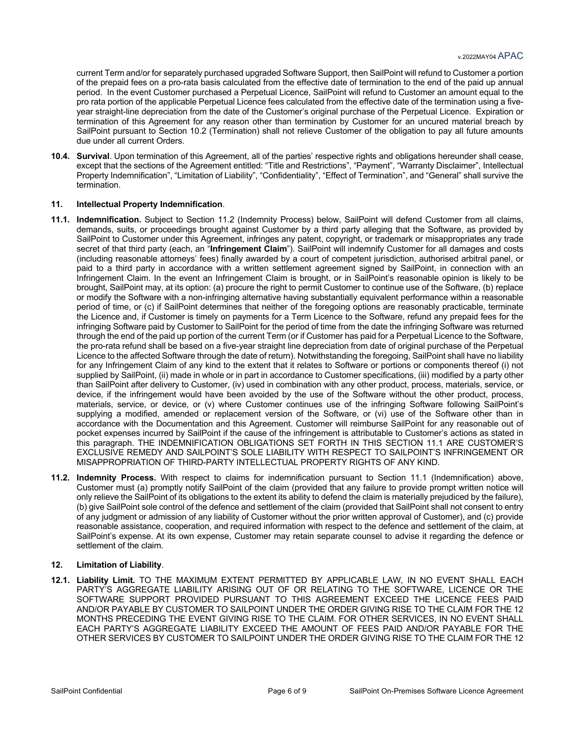current Term and/or for separately purchased upgraded Software Support, then SailPoint will refund to Customer a portion of the prepaid fees on a pro-rata basis calculated from the effective date of termination to the end of the paid up annual period. In the event Customer purchased a Perpetual Licence, SailPoint will refund to Customer an amount equal to the pro rata portion of the applicable Perpetual Licence fees calculated from the effective date of the termination using a five-year straight-line depreciation from the date of the Customer's original purchase of the Perpetual Licence. Expiration or termination of this Agreement for any reason other than termination by Customer for an uncured material breach by SailPoint pursuant to Section 10.2 (Termination) shall not relieve Customer of the obligation to pay all future amounts due under all current Orders.

**10.4. Survival**. Upon termination of this Agreement, all of the parties' respective rights and obligations hereunder shall cease, except that the sections of the Agreement entitled: "Title and Restrictions", "Payment", "Warranty Disclaimer", Intellectual Property Indemnification", "Limitation of Liability", "Confidentiality", "Effect of Termination", and "General" shall survive the termination.

## 11. Intellectual Property Indemnification.

**11.1. Indemnification.** Subject to Section 11.2 (Indemnity Process) below, SailPoint will defend Customer from all claims, demands, suits, or proceedings brought against Customer by a third party alleging that the Software, as provided by SailPoint to Customer under this Agreement, infringes any patent, copyright, or trademark or misappropriates any trade secret of that third party (each, an "**Infringement Claim**"). SailPoint will indemnify Customer for all damages and costs (including reasonable attorneys' fees) finally awarded by a court of competent jurisdiction, authorised arbitral panel, or paid to a third party in accordance with a written settlement agreement signed by SailPoint, in connection with an Infringement Claim. In the event an Infringement Claim is brought, or in SailPoint's reasonable opinion is likely to be brought, SailPoint may, at its option: (a) procure the right to permit Customer to continue use of the Software, (b) replace or modify the Software with a non-infringing alternative having substantially equivalent performance within a reasonable period of time, or (c) if SailPoint determines that neither of the foregoing options are reasonably practicable, terminate the Licence and, if Customer is timely on payments for a Term Licence to the Software, refund any prepaid fees for the infringing Software paid by Customer to SailPoint for the period of time from the date the infringing Software was returned through the end of the paid up portion of the current Term (or if Customer has paid for a Perpetual Licence to the Software, the pro-rata refund shall be based on a five-year straight line depreciation from date of original purchase of the Perpetual Licence to the affected Software through the date of return). Notwithstanding the foregoing, SailPoint shall have no liability for any Infringement Claim of any kind to the extent that it relates to Software or portions or components thereof (i) not supplied by SailPoint, (ii) made in whole or in part in accordance to Customer specifications, (iii) modified by a party other than SailPoint after delivery to Customer, (iv) used in combination with any other product, process, materials, service, or device, if the infringement would have been avoided by the use of the Software without the other product, process, materials, service, or device, or (v) where Customer continues use of the infringing Software following SailPoint's supplying a modified, amended or replacement version of the Software, or (vi) use of the Software other than in accordance with the Documentation and this Agreement. Customer will reimburse SailPoint for any reasonable out of pocket expenses incurred by SailPoint if the cause of the infringement is attributable to Customer's actions as stated in this paragraph. THE INDEMNIFICATION OBLIGATIONS SET FORTH IN THIS SECTION 11.1 ARE CUSTOMER'S EXCLUSIVE REMEDY AND SAILPOINT'S SOLE LIABILITY WITH RESPECT TO SAILPOINT'S INFRINGEMENT OR MISAPPROPRIATION OF THIRD-PARTY INTELLECTUAL PROPERTY RIGHTS OF ANY KIND.

**11.2. Indemnity Process.** With respect to claims for indemnification pursuant to Section 11.1 (Indemnification) above, Customer must (a) promptly notify SailPoint of the claim (provided that any failure to provide prompt written notice will only relieve the SailPoint of its obligations to the extent its ability to defend the claim is materially prejudiced by the failure), (b) give SailPoint sole control of the defence and settlement of the claim (provided that SailPoint shall not consent to entry of any judgment or admission of any liability of Customer without the prior written approval of Customer), and (c) provide reasonable assistance, cooperation, and required information with respect to the defence and settlement of the claim, at SailPoint's expense. At its own expense, Customer may retain separate counsel to advise it regarding the defence or settlement of the claim.

## 12. Limitation of Liability.

**12.1. Liability Limit.** TO THE MAXIMUM EXTENT PERMITTED BY APPLICABLE LAW, IN NO EVENT SHALL EACH PARTY'S AGGREGATE LIABILITY ARISING OUT OF OR RELATING TO THE SOFTWARE, LICENCE OR THE SOFTWARE SUPPORT PROVIDED PURSUANT TO THIS AGREEMENT EXCEED THE LICENCE FEES PAID AND/OR PAYABLE BY CUSTOMER TO SAILPOINT UNDER THE ORDER GIVING RISE TO THE CLAIM FOR THE 12 MONTHS PRECEDING THE EVENT GIVING RISE TO THE CLAIM. FOR OTHER SERVICES, IN NO EVENT SHALL EACH PARTY'S AGGREGATE LIABILITY EXCEED THE AMOUNT OF FEES PAID AND/OR PAYABLE FOR THE OTHER SERVICES BY CUSTOMER TO SAILPOINT UNDER THE ORDER GIVING RISE TO THE CLAIM FOR THE 12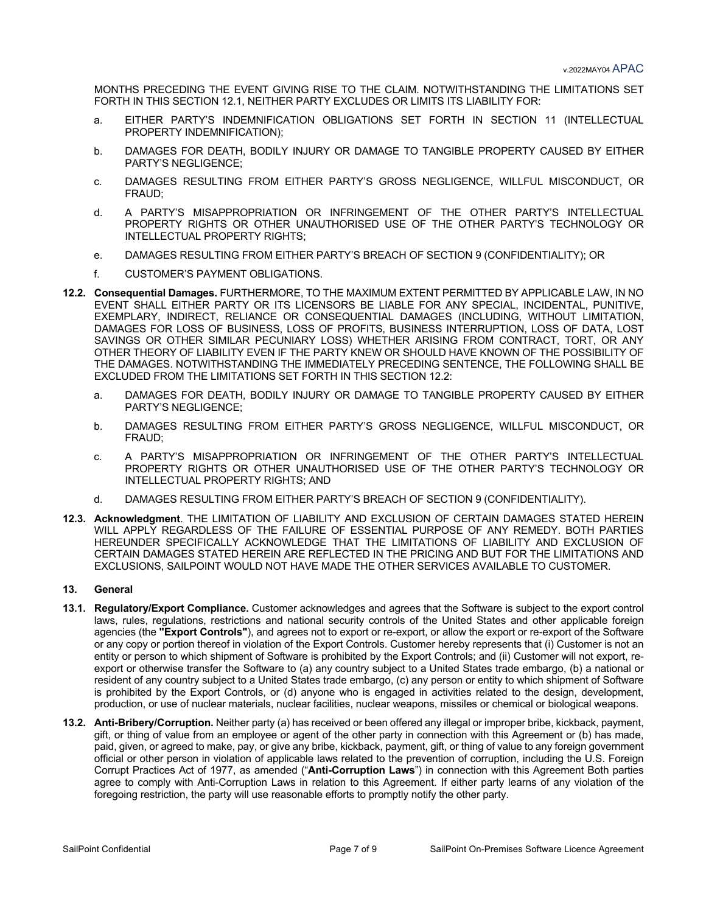MONTHS PRECEDING THE EVENT GIVING RISE TO THE CLAIM. NOTWITHSTANDING THE LIMITATIONS SET FORTH IN THIS SECTION 12.1, NEITHER PARTY EXCLUDES OR LIMITS ITS LIABILITY FOR:

a. EITHER PARTY'S INDEMNIFICATION OBLIGATIONS SET FORTH IN SECTION 11 (INTELLECTUAL PROPERTY INDEMNIFICATION);

b. DAMAGES FOR DEATH, BODILY INJURY OR DAMAGE TO TANGIBLE PROPERTY CAUSED BY EITHER PARTY'S NEGLIGENCE;

c. DAMAGES RESULTING FROM EITHER PARTY'S GROSS NEGLIGENCE, WILLFUL MISCONDUCT, OR FRAUD;

d. A PARTY'S MISAPPROPRIATION OR INFRINGEMENT OF THE OTHER PARTY'S INTELLECTUAL PROPERTY RIGHTS OR OTHER UNAUTHORISED USE OF THE OTHER PARTY'S TECHNOLOGY OR INTELLECTUAL PROPERTY RIGHTS;

e. DAMAGES RESULTING FROM EITHER PARTY'S BREACH OF SECTION 9 (CONFIDENTIALITY); OR

f. CUSTOMER'S PAYMENT OBLIGATIONS.

**12.2. Consequential Damages.** FURTHERMORE, TO THE MAXIMUM EXTENT PERMITTED BY APPLICABLE LAW, IN NO EVENT SHALL EITHER PARTY OR ITS LICENSORS BE LIABLE FOR ANY SPECIAL, INCIDENTAL, PUNITIVE, EXEMPLARY, INDIRECT, RELIANCE OR CONSEQUENTIAL DAMAGES (INCLUDING, WITHOUT LIMITATION, DAMAGES FOR LOSS OF BUSINESS, LOSS OF PROFITS, BUSINESS INTERRUPTION, LOSS OF DATA, LOST SAVINGS OR OTHER SIMILAR PECUNIARY LOSS) WHETHER ARISING FROM CONTRACT, TORT, OR ANY OTHER THEORY OF LIABILITY EVEN IF THE PARTY KNEW OR SHOULD HAVE KNOWN OF THE POSSIBILITY OF THE DAMAGES. NOTWITHSTANDING THE IMMEDIATELY PRECEDING SENTENCE, THE FOLLOWING SHALL BE EXCLUDED FROM THE LIMITATIONS SET FORTH IN THIS SECTION 12.2:

a. DAMAGES FOR DEATH, BODILY INJURY OR DAMAGE TO TANGIBLE PROPERTY CAUSED BY EITHER PARTY'S NEGLIGENCE;

b. DAMAGES RESULTING FROM EITHER PARTY'S GROSS NEGLIGENCE, WILLFUL MISCONDUCT, OR FRAUD;

c. A PARTY'S MISAPPROPRIATION OR INFRINGEMENT OF THE OTHER PARTY'S INTELLECTUAL PROPERTY RIGHTS OR OTHER UNAUTHORISED USE OF THE OTHER PARTY'S TECHNOLOGY OR INTELLECTUAL PROPERTY RIGHTS; AND

d. DAMAGES RESULTING FROM EITHER PARTY'S BREACH OF SECTION 9 (CONFIDENTIALITY).

**12.3. Acknowledgment**. THE LIMITATION OF LIABILITY AND EXCLUSION OF CERTAIN DAMAGES STATED HEREIN WILL APPLY REGARDLESS OF THE FAILURE OF ESSENTIAL PURPOSE OF ANY REMEDY. BOTH PARTIES HEREUNDER SPECIFICALLY ACKNOWLEDGE THAT THE LIMITATIONS OF LIABILITY AND EXCLUSION OF CERTAIN DAMAGES STATED HEREIN ARE REFLECTED IN THE PRICING AND BUT FOR THE LIMITATIONS AND EXCLUSIONS, SAILPOINT WOULD NOT HAVE MADE THE OTHER SERVICES AVAILABLE TO CUSTOMER.

## 13. General

**13.1. Regulatory/Export Compliance.** Customer acknowledges and agrees that the Software is subject to the export control laws, rules, regulations, restrictions and national security controls of the United States and other applicable foreign agencies (the **"Export Controls"**), and agrees not to export or re-export, or allow the export or re-export of the Software or any copy or portion thereof in violation of the Export Controls. Customer hereby represents that (i) Customer is not an entity or person to which shipment of Software is prohibited by the Export Controls; and (ii) Customer will not export, re-export or otherwise transfer the Software to (a) any country subject to a United States trade embargo, (b) a national or resident of any country subject to a United States trade embargo, (c) any person or entity to which shipment of Software is prohibited by the Export Controls, or (d) anyone who is engaged in activities related to the design, development, production, or use of nuclear materials, nuclear facilities, nuclear weapons, missiles or chemical or biological weapons.

**13.2. Anti-Bribery/Corruption.** Neither party (a) has received or been offered any illegal or improper bribe, kickback, payment, gift, or thing of value from an employee or agent of the other party in connection with this Agreement or (b) has made, paid, given, or agreed to make, pay, or give any bribe, kickback, payment, gift, or thing of value to any foreign government official or other person in violation of applicable laws related to the prevention of corruption, including the U.S. Foreign Corrupt Practices Act of 1977, as amended ("**Anti-Corruption Laws**") in connection with this Agreement Both parties agree to comply with Anti-Corruption Laws in relation to this Agreement. If either party learns of any violation of the foregoing restriction, the party will use reasonable efforts to promptly notify the other party.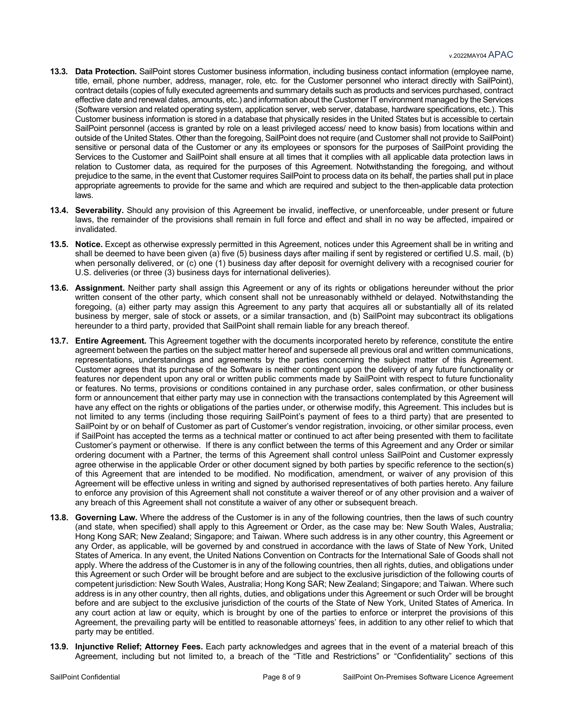**13.3. Data Protection.** SailPoint stores Customer business information, including business contact information (employee name, title, email, phone number, address, manager, role, etc. for the Customer personnel who interact directly with SailPoint), contract details (copies of fully executed agreements and summary details such as products and services purchased, contract effective date and renewal dates, amounts, etc.) and information about the Customer IT environment managed by the Services (Software version and related operating system, application server, web server, database, hardware specifications, etc.). This Customer business information is stored in a database that physically resides in the United States but is accessible to certain SailPoint personnel (access is granted by role on a least privileged access/ need to know basis) from locations within and outside of the United States. Other than the foregoing, SailPoint does not require (and Customer shall not provide to SailPoint) sensitive or personal data of the Customer or any its employees or sponsors for the purposes of SailPoint providing the Services to the Customer and SailPoint shall ensure at all times that it complies with all applicable data protection laws in relation to Customer data, as required for the purposes of this Agreement. Notwithstanding the foregoing, and without prejudice to the same, in the event that Customer requires SailPoint to process data on its behalf, the parties shall put in place appropriate agreements to provide for the same and which are required and subject to the then-applicable data protection laws.

**13.4. Severability.** Should any provision of this Agreement be invalid, ineffective, or unenforceable, under present or future laws, the remainder of the provisions shall remain in full force and effect and shall in no way be affected, impaired or invalidated.

**13.5. Notice.** Except as otherwise expressly permitted in this Agreement, notices under this Agreement shall be in writing and shall be deemed to have been given (a) five (5) business days after mailing if sent by registered or certified U.S. mail, (b) when personally delivered, or (c) one (1) business day after deposit for overnight delivery with a recognised courier for U.S. deliveries (or three (3) business days for international deliveries).

**13.6. Assignment.** Neither party shall assign this Agreement or any of its rights or obligations hereunder without the prior written consent of the other party, which consent shall not be unreasonably withheld or delayed. Notwithstanding the foregoing, (a) either party may assign this Agreement to any party that acquires all or substantially all of its related business by merger, sale of stock or assets, or a similar transaction, and (b) SailPoint may subcontract its obligations hereunder to a third party, provided that SailPoint shall remain liable for any breach thereof.

**13.7. Entire Agreement.** This Agreement together with the documents incorporated hereto by reference, constitute the entire agreement between the parties on the subject matter hereof and supersede all previous oral and written communications, representations, understandings and agreements by the parties concerning the subject matter of this Agreement. Customer agrees that its purchase of the Software is neither contingent upon the delivery of any future functionality or features nor dependent upon any oral or written public comments made by SailPoint with respect to future functionality or features. No terms, provisions or conditions contained in any purchase order, sales confirmation, or other business form or announcement that either party may use in connection with the transactions contemplated by this Agreement will have any effect on the rights or obligations of the parties under, or otherwise modify, this Agreement. This includes but is not limited to any terms (including those requiring SailPoint's payment of fees to a third party) that are presented to SailPoint by or on behalf of Customer as part of Customer's vendor registration, invoicing, or other similar process, even if SailPoint has accepted the terms as a technical matter or continued to act after being presented with them to facilitate Customer's payment or otherwise. If there is any conflict between the terms of this Agreement and any Order or similar ordering document with a Partner, the terms of this Agreement shall control unless SailPoint and Customer expressly agree otherwise in the applicable Order or other document signed by both parties by specific reference to the section(s) of this Agreement that are intended to be modified. No modification, amendment, or waiver of any provision of this Agreement will be effective unless in writing and signed by authorised representatives of both parties hereto. Any failure to enforce any provision of this Agreement shall not constitute a waiver thereof or of any other provision and a waiver of any breach of this Agreement shall not constitute a waiver of any other or subsequent breach.

**13.8. Governing Law.** Where the address of the Customer is in any of the following countries, then the laws of such country (and state, when specified) shall apply to this Agreement or Order, as the case may be: New South Wales, Australia; Hong Kong SAR; New Zealand; Singapore; and Taiwan. Where such address is in any other country, this Agreement or any Order, as applicable, will be governed by and construed in accordance with the laws of State of New York, United States of America. In any event, the United Nations Convention on Contracts for the International Sale of Goods shall not apply. Where the address of the Customer is in any of the following countries, then all rights, duties, and obligations under this Agreement or such Order will be brought before and are subject to the exclusive jurisdiction of the following courts of competent jurisdiction: New South Wales, Australia; Hong Kong SAR; New Zealand; Singapore; and Taiwan. Where such address is in any other country, then all rights, duties, and obligations under this Agreement or such Order will be brought before and are subject to the exclusive jurisdiction of the courts of the State of New York, United States of America. In any court action at law or equity, which is brought by one of the parties to enforce or interpret the provisions of this Agreement, the prevailing party will be entitled to reasonable attorneys' fees, in addition to any other relief to which that party may be entitled.

**13.9. Injunctive Relief; Attorney Fees.** Each party acknowledges and agrees that in the event of a material breach of this Agreement, including but not limited to, a breach of the "Title and Restrictions" or "Confidentiality" sections of this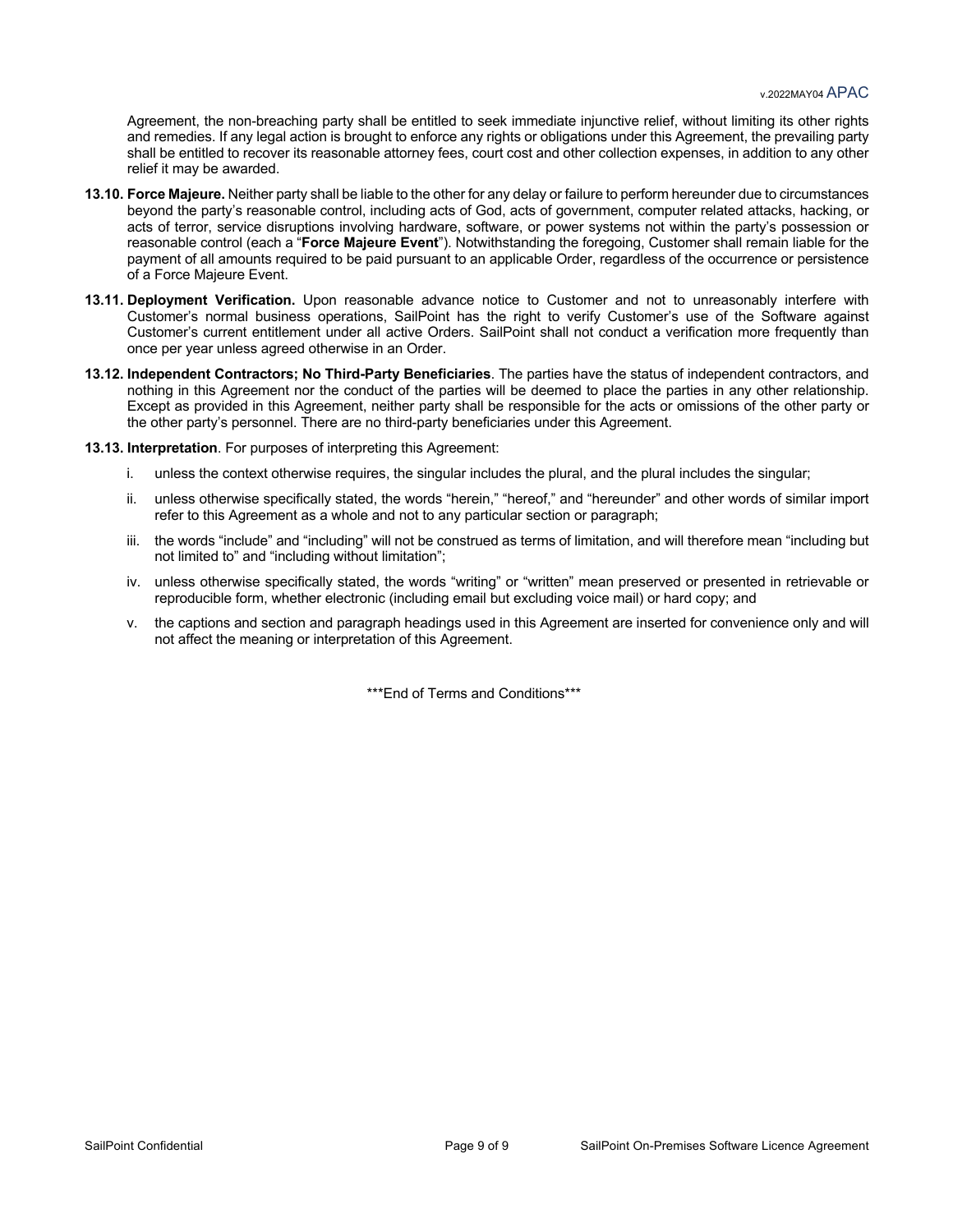Agreement, the non-breaching party shall be entitled to seek immediate injunctive relief, without limiting its other rights and remedies. If any legal action is brought to enforce any rights or obligations under this Agreement, the prevailing party shall be entitled to recover its reasonable attorney fees, court cost and other collection expenses, in addition to any other relief it may be awarded.

**13.10. Force Majeure.** Neither party shall be liable to the other for any delay or failure to perform hereunder due to circumstances beyond the party's reasonable control, including acts of God, acts of government, computer related attacks, hacking, or acts of terror, service disruptions involving hardware, software, or power systems not within the party's possession or reasonable control (each a "**Force Majeure Event**"). Notwithstanding the foregoing, Customer shall remain liable for the payment of all amounts required to be paid pursuant to an applicable Order, regardless of the occurrence or persistence of a Force Majeure Event.

**13.11. Deployment Verification.** Upon reasonable advance notice to Customer and not to unreasonably interfere with Customer's normal business operations, SailPoint has the right to verify Customer's use of the Software against Customer's current entitlement under all active Orders. SailPoint shall not conduct a verification more frequently than once per year unless agreed otherwise in an Order.

**13.12. Independent Contractors; No Third-Party Beneficiaries**. The parties have the status of independent contractors, and nothing in this Agreement nor the conduct of the parties will be deemed to place the parties in any other relationship. Except as provided in this Agreement, neither party shall be responsible for the acts or omissions of the other party or the other party's personnel. There are no third-party beneficiaries under this Agreement.

**13.13. Interpretation**. For purposes of interpreting this Agreement:

i. unless the context otherwise requires, the singular includes the plural, and the plural includes the singular;

ii. unless otherwise specifically stated, the words "herein," "hereof," and "hereunder" and other words of similar import refer to this Agreement as a whole and not to any particular section or paragraph;

iii. the words "include" and "including" will not be construed as terms of limitation, and will therefore mean "including but not limited to" and "including without limitation";

iv. unless otherwise specifically stated, the words "writing" or "written" mean preserved or presented in retrievable or reproducible form, whether electronic (including email but excluding voice mail) or hard copy; and

v. the captions and section and paragraph headings used in this Agreement are inserted for convenience only and will not affect the meaning or interpretation of this Agreement.

***End of Terms and Conditions***